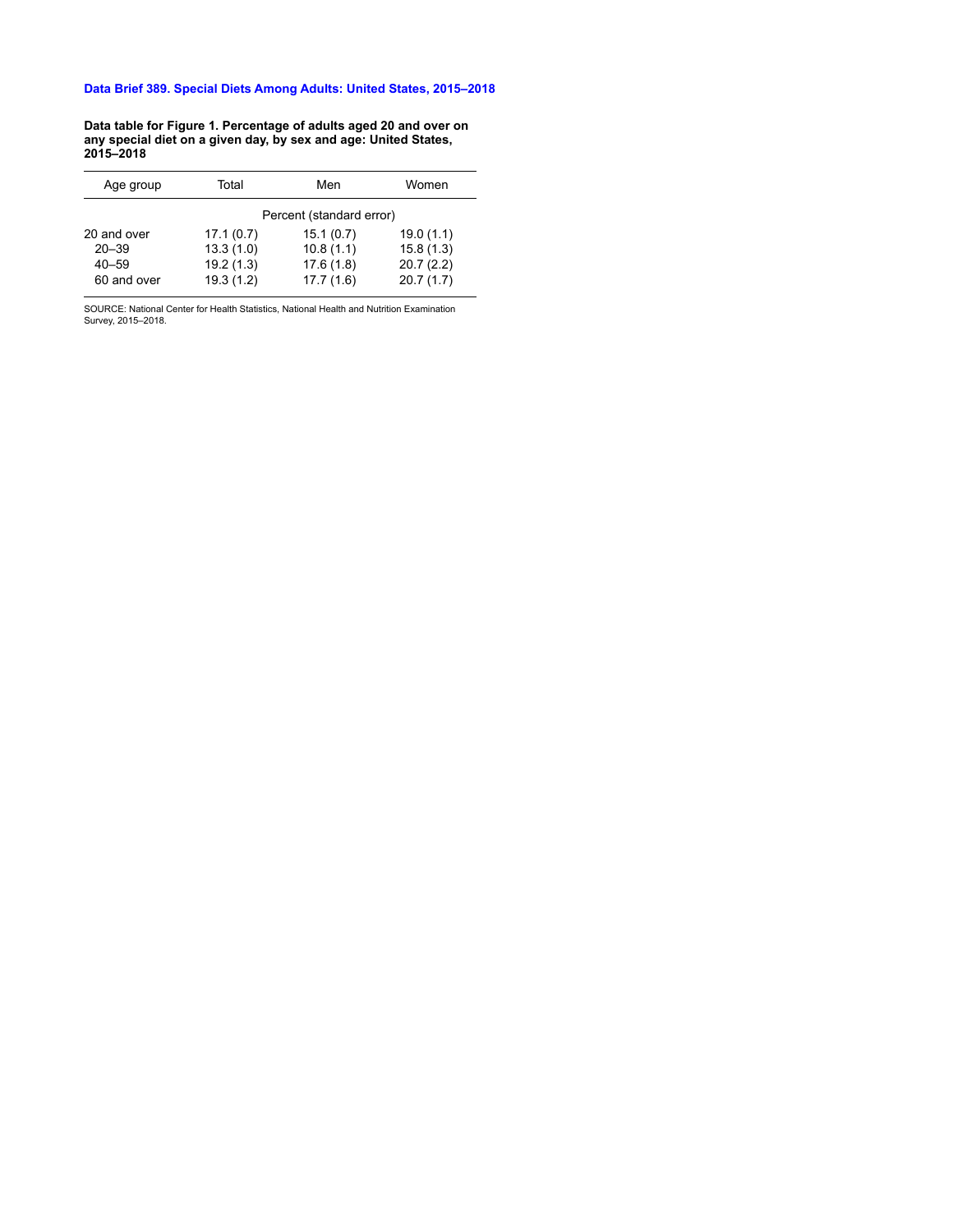# Data Brief 389. Special Diets Among Adults: United States, 2015–2018

**Data table for Figure 1. Percentage of adults aged 20 and over on any special diet on a given day, by sex and age: United States, 2015–2018**

| Age group | Total | Men | Women |
|---|---|---|---|
| | Percent (standard error) | | |
| 20 and over | 17.1 (0.7) | 15.1 (0.7) | 19.0 (1.1) |
| 20–39 | 13.3 (1.0) | 10.8 (1.1) | 15.8 (1.3) |
| 40–59 | 19.2 (1.3) | 17.6 (1.8) | 20.7 (2.2) |
| 60 and over | 19.3 (1.2) | 17.7 (1.6) | 20.7 (1.7) |

SOURCE: National Center for Health Statistics, National Health and Nutrition Examination Survey, 2015–2018.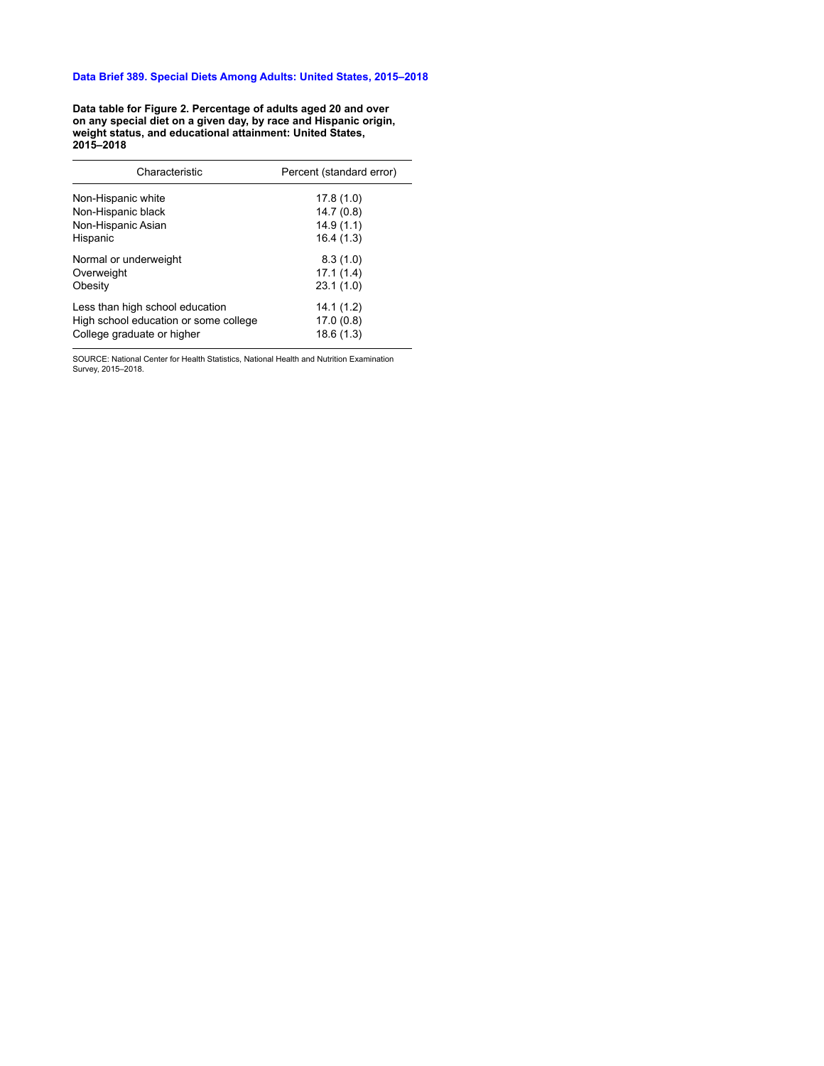**Data Brief 389. Special Diets Among Adults: United States, 2015–2018**

**Data table for Figure 2. Percentage of adults aged 20 and over on any special diet on a given day, by race and Hispanic origin, weight status, and educational attainment: United States, 2015–2018**

| Characteristic | Percent (standard error) |
|---|---|
| Non-Hispanic white | 17.8 (1.0) |
| Non-Hispanic black | 14.7 (0.8) |
| Non-Hispanic Asian | 14.9 (1.1) |
| Hispanic | 16.4 (1.3) |
| Normal or underweight | 8.3 (1.0) |
| Overweight | 17.1 (1.4) |
| Obesity | 23.1 (1.0) |
| Less than high school education | 14.1 (1.2) |
| High school education or some college | 17.0 (0.8) |
| College graduate or higher | 18.6 (1.3) |

SOURCE: National Center for Health Statistics, National Health and Nutrition Examination Survey, 2015–2018.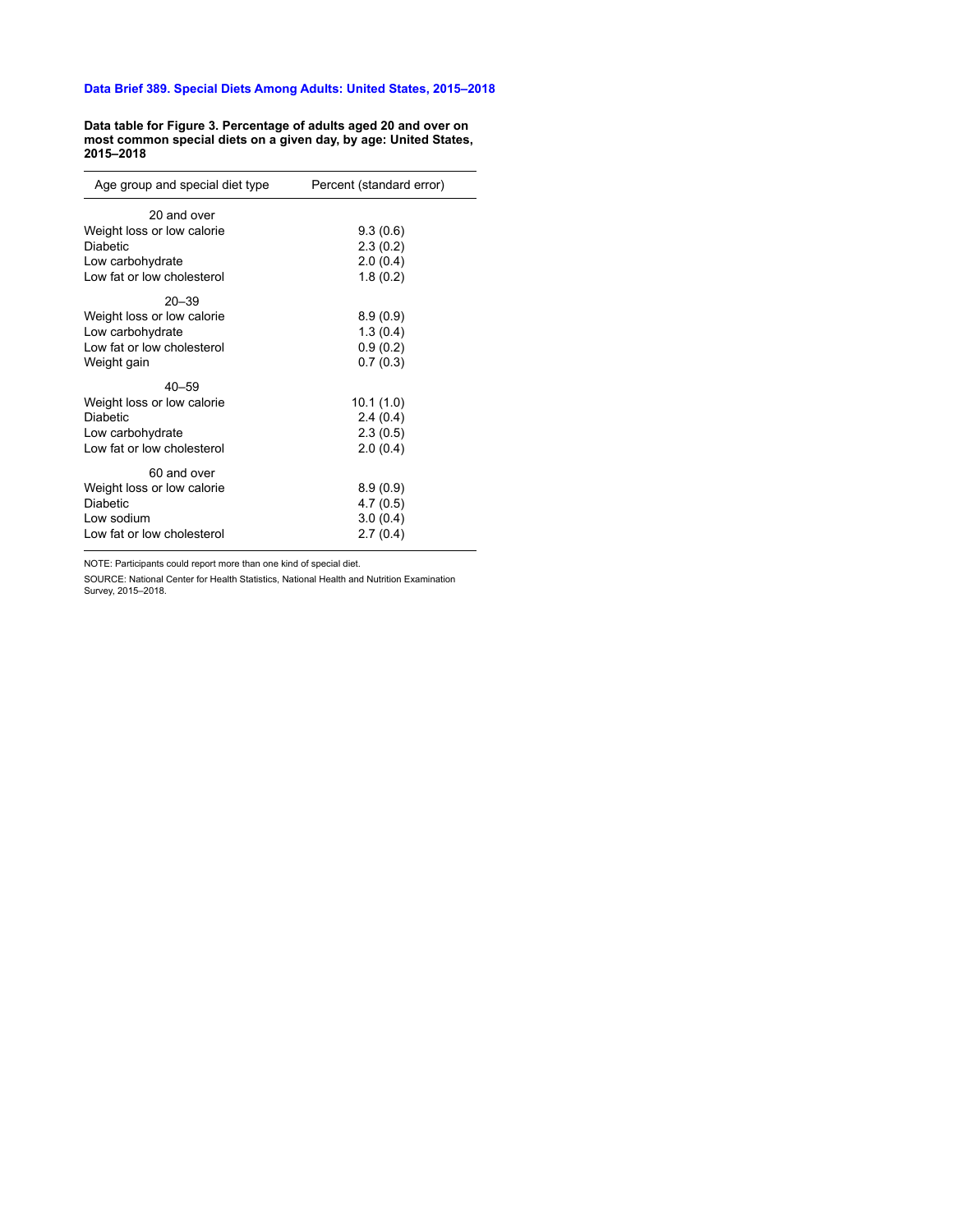# Data Brief 389. Special Diets Among Adults: United States, 2015–2018

**Data table for Figure 3. Percentage of adults aged 20 and over on most common special diets on a given day, by age: United States, 2015–2018**

| Age group and special diet type | Percent (standard error) |
| --- | --- |
| 20 and over | |
| Weight loss or low calorie | 9.3 (0.6) |
| Diabetic | 2.3 (0.2) |
| Low carbohydrate | 2.0 (0.4) |
| Low fat or low cholesterol | 1.8 (0.2) |
| 20–39 | |
| Weight loss or low calorie | 8.9 (0.9) |
| Low carbohydrate | 1.3 (0.4) |
| Low fat or low cholesterol | 0.9 (0.2) |
| Weight gain | 0.7 (0.3) |
| 40–59 | |
| Weight loss or low calorie | 10.1 (1.0) |
| Diabetic | 2.4 (0.4) |
| Low carbohydrate | 2.3 (0.5) |
| Low fat or low cholesterol | 2.0 (0.4) |
| 60 and over | |
| Weight loss or low calorie | 8.9 (0.9) |
| Diabetic | 4.7 (0.5) |
| Low sodium | 3.0 (0.4) |
| Low fat or low cholesterol | 2.7 (0.4) |

NOTE: Participants could report more than one kind of special diet.

SOURCE: National Center for Health Statistics, National Health and Nutrition Examination Survey, 2015–2018.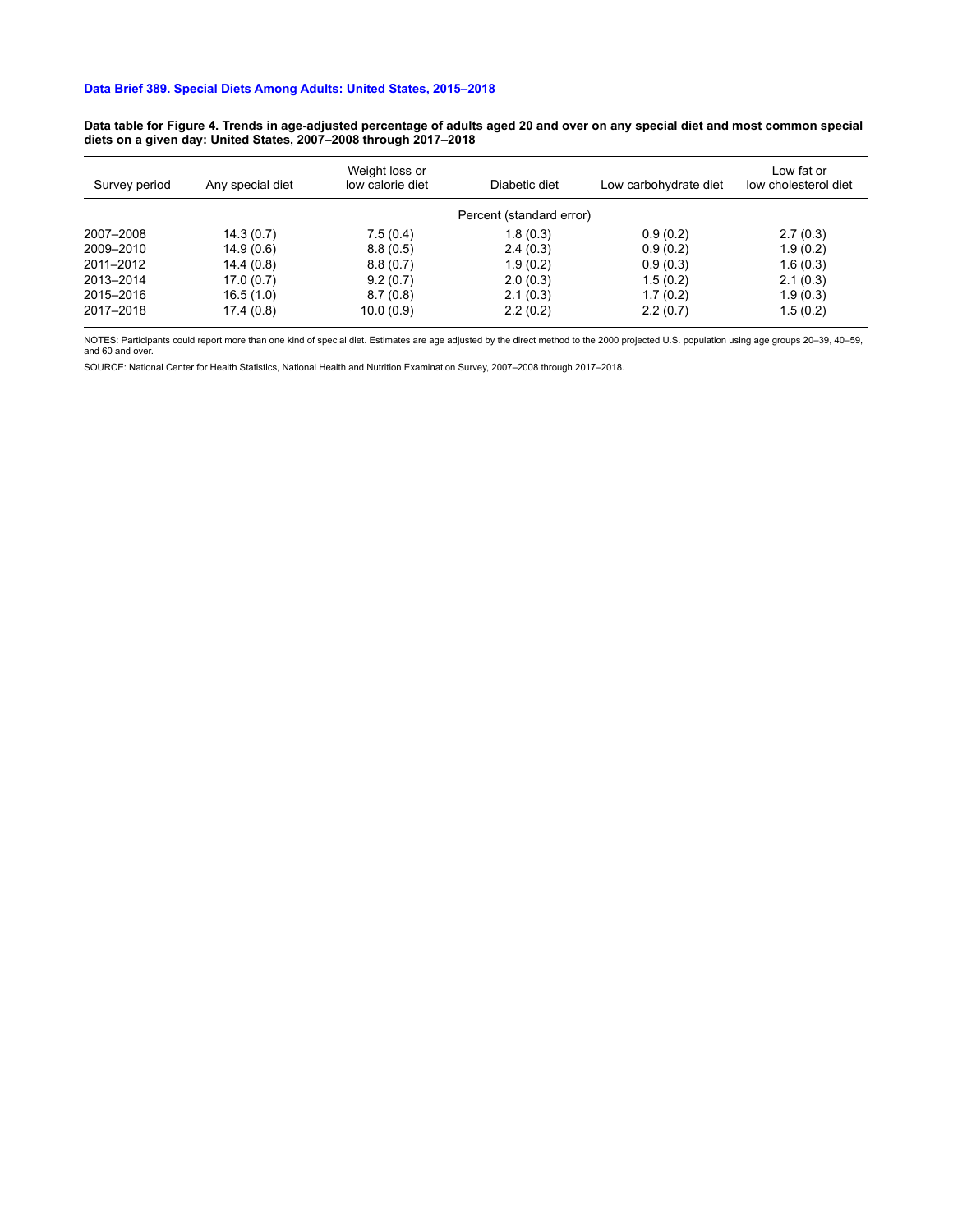**Data Brief 389. Special Diets Among Adults: United States, 2015–2018**

**Data table for Figure 4. Trends in age-adjusted percentage of adults aged 20 and over on any special diet and most common special diets on a given day: United States, 2007–2008 through 2017–2018**

| Survey period | Any special diet | Weight loss or low calorie diet | Diabetic diet | Low carbohydrate diet | Low fat or low cholesterol diet |
|---|---|---|---|---|---|
| | | | Percent (standard error) | | |
| 2007–2008 | 14.3 (0.7) | 7.5 (0.4) | 1.8 (0.3) | 0.9 (0.2) | 2.7 (0.3) |
| 2009–2010 | 14.9 (0.6) | 8.8 (0.5) | 2.4 (0.3) | 0.9 (0.2) | 1.9 (0.2) |
| 2011–2012 | 14.4 (0.8) | 8.8 (0.7) | 1.9 (0.2) | 0.9 (0.3) | 1.6 (0.3) |
| 2013–2014 | 17.0 (0.7) | 9.2 (0.7) | 2.0 (0.3) | 1.5 (0.2) | 2.1 (0.3) |
| 2015–2016 | 16.5 (1.0) | 8.7 (0.8) | 2.1 (0.3) | 1.7 (0.2) | 1.9 (0.3) |
| 2017–2018 | 17.4 (0.8) | 10.0 (0.9) | 2.2 (0.2) | 2.2 (0.7) | 1.5 (0.2) |

NOTES: Participants could report more than one kind of special diet. Estimates are age adjusted by the direct method to the 2000 projected U.S. population using age groups 20–39, 40–59, and 60 and over.

SOURCE: National Center for Health Statistics, National Health and Nutrition Examination Survey, 2007–2008 through 2017–2018.